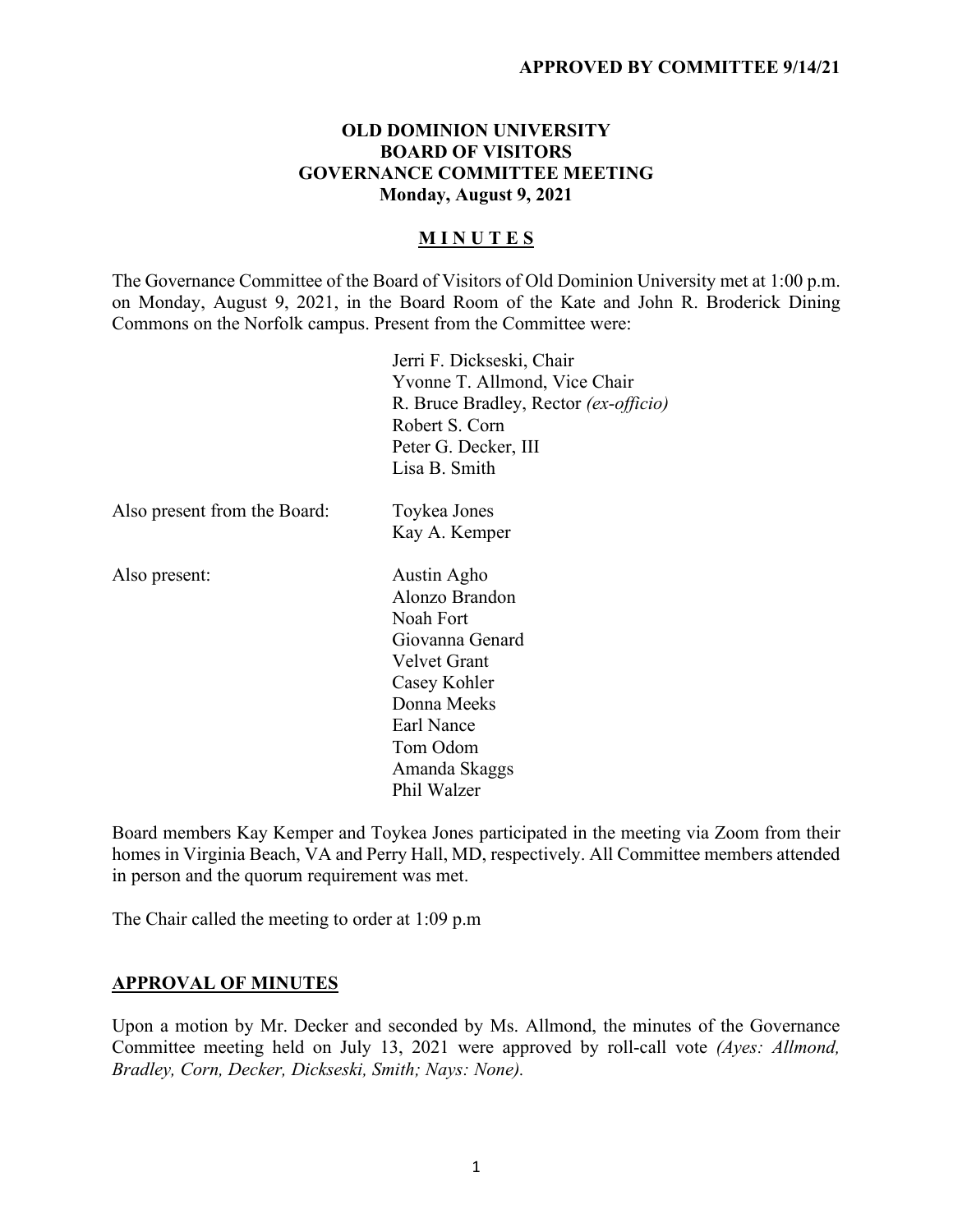**APPROVED BY COMMITTEE 9/14/21**

# OLD DOMINION UNIVERSITY
# BOARD OF VISITORS
# GOVERNANCE COMMITTEE MEETING
**Monday, August 9, 2021**

## M I N U T E S

The Governance Committee of the Board of Visitors of Old Dominion University met at 1:00 p.m. on Monday, August 9, 2021, in the Board Room of the Kate and John R. Broderick Dining Commons on the Norfolk campus. Present from the Committee were:

Jerri F. Dickseski, Chair
Yvonne T. Allmond, Vice Chair
R. Bruce Bradley, Rector *(ex-officio)*
Robert S. Corn
Peter G. Decker, III
Lisa B. Smith

Also present from the Board:

Toykea Jones
Kay A. Kemper

Also present:

Austin Agho
Alonzo Brandon
Noah Fort
Giovanna Genard
Velvet Grant
Casey Kohler
Donna Meeks
Earl Nance
Tom Odom
Amanda Skaggs
Phil Walzer

Board members Kay Kemper and Toykea Jones participated in the meeting via Zoom from their homes in Virginia Beach, VA and Perry Hall, MD, respectively. All Committee members attended in person and the quorum requirement was met.

The Chair called the meeting to order at 1:09 p.m

## APPROVAL OF MINUTES

Upon a motion by Mr. Decker and seconded by Ms. Allmond, the minutes of the Governance Committee meeting held on July 13, 2021 were approved by roll-call vote *(Ayes: Allmond, Bradley, Corn, Decker, Dickseski, Smith; Nays: None).*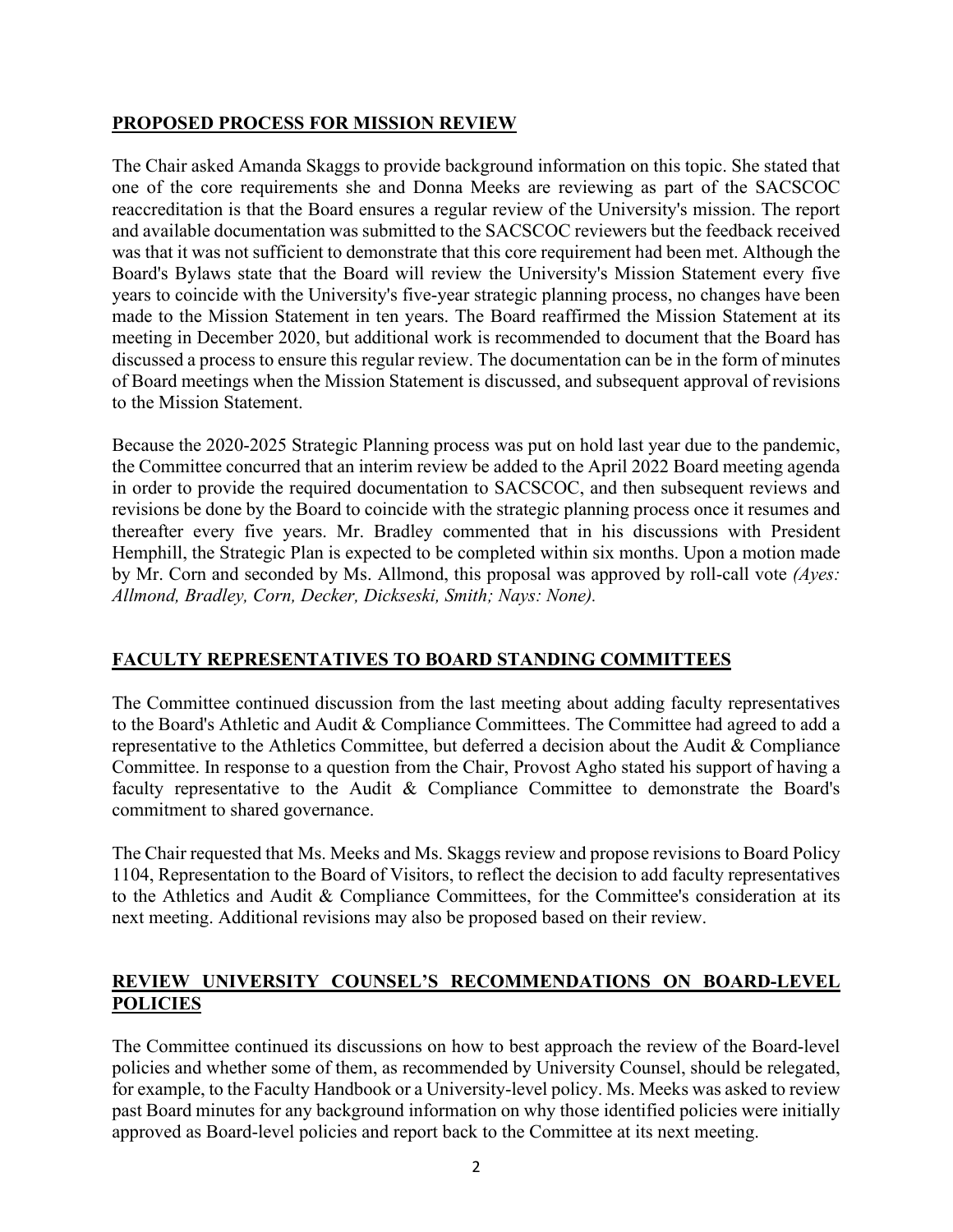## PROPOSED PROCESS FOR MISSION REVIEW

The Chair asked Amanda Skaggs to provide background information on this topic. She stated that one of the core requirements she and Donna Meeks are reviewing as part of the SACSCOC reaccreditation is that the Board ensures a regular review of the University's mission. The report and available documentation was submitted to the SACSCOC reviewers but the feedback received was that it was not sufficient to demonstrate that this core requirement had been met. Although the Board's Bylaws state that the Board will review the University's Mission Statement every five years to coincide with the University's five-year strategic planning process, no changes have been made to the Mission Statement in ten years. The Board reaffirmed the Mission Statement at its meeting in December 2020, but additional work is recommended to document that the Board has discussed a process to ensure this regular review. The documentation can be in the form of minutes of Board meetings when the Mission Statement is discussed, and subsequent approval of revisions to the Mission Statement.

Because the 2020-2025 Strategic Planning process was put on hold last year due to the pandemic, the Committee concurred that an interim review be added to the April 2022 Board meeting agenda in order to provide the required documentation to SACSCOC, and then subsequent reviews and revisions be done by the Board to coincide with the strategic planning process once it resumes and thereafter every five years. Mr. Bradley commented that in his discussions with President Hemphill, the Strategic Plan is expected to be completed within six months. Upon a motion made by Mr. Corn and seconded by Ms. Allmond, this proposal was approved by roll-call vote *(Ayes: Allmond, Bradley, Corn, Decker, Dickseski, Smith; Nays: None).*

## FACULTY REPRESENTATIVES TO BOARD STANDING COMMITTEES

The Committee continued discussion from the last meeting about adding faculty representatives to the Board's Athletic and Audit & Compliance Committees. The Committee had agreed to add a representative to the Athletics Committee, but deferred a decision about the Audit & Compliance Committee. In response to a question from the Chair, Provost Agho stated his support of having a faculty representative to the Audit & Compliance Committee to demonstrate the Board's commitment to shared governance.

The Chair requested that Ms. Meeks and Ms. Skaggs review and propose revisions to Board Policy 1104, Representation to the Board of Visitors, to reflect the decision to add faculty representatives to the Athletics and Audit & Compliance Committees, for the Committee's consideration at its next meeting. Additional revisions may also be proposed based on their review.

## REVIEW UNIVERSITY COUNSEL'S RECOMMENDATIONS ON BOARD-LEVEL POLICIES

The Committee continued its discussions on how to best approach the review of the Board-level policies and whether some of them, as recommended by University Counsel, should be relegated, for example, to the Faculty Handbook or a University-level policy. Ms. Meeks was asked to review past Board minutes for any background information on why those identified policies were initially approved as Board-level policies and report back to the Committee at its next meeting.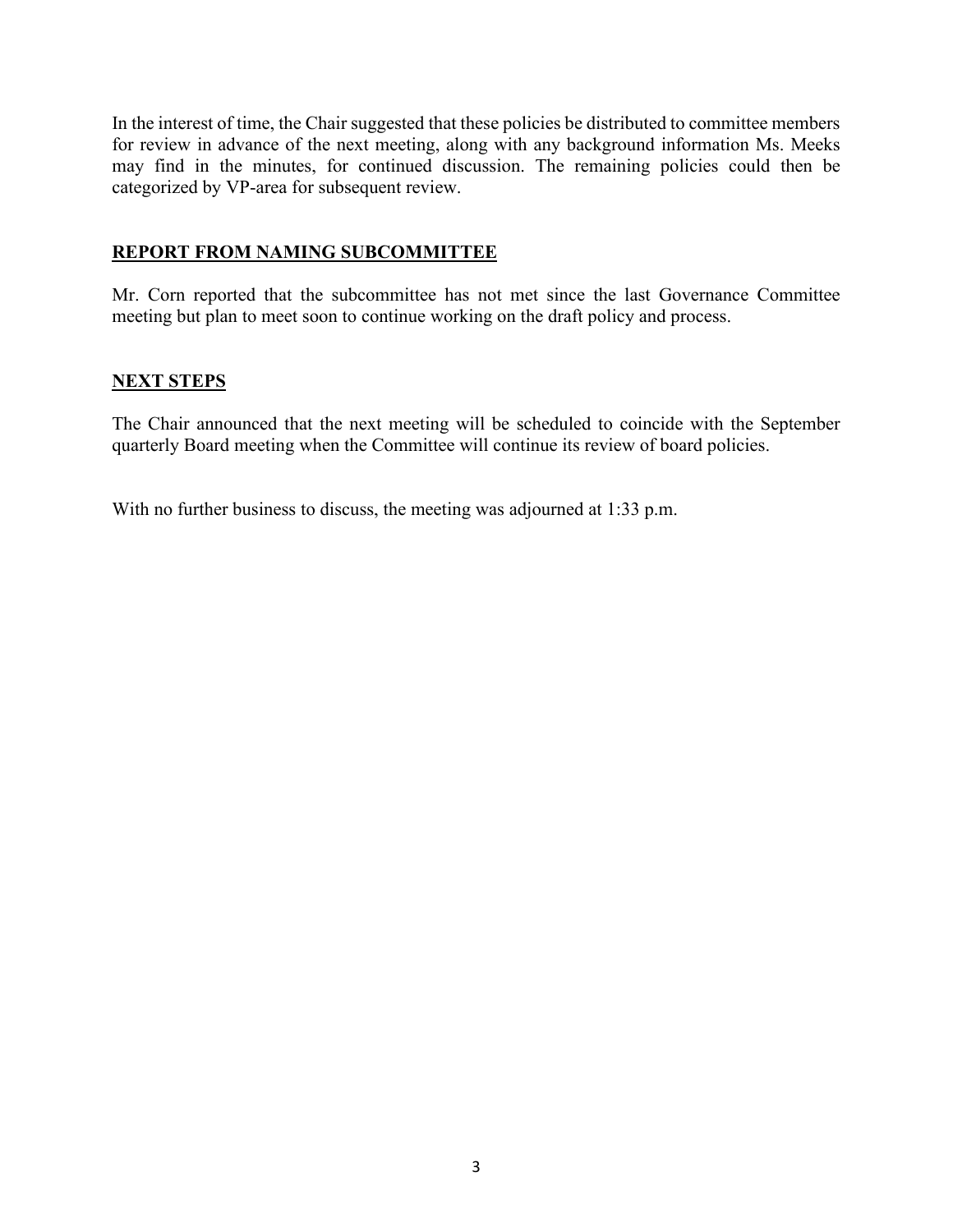In the interest of time, the Chair suggested that these policies be distributed to committee members for review in advance of the next meeting, along with any background information Ms. Meeks may find in the minutes, for continued discussion. The remaining policies could then be categorized by VP-area for subsequent review.

## **REPORT FROM NAMING SUBCOMMITTEE**

Mr. Corn reported that the subcommittee has not met since the last Governance Committee meeting but plan to meet soon to continue working on the draft policy and process.

## **NEXT STEPS**

The Chair announced that the next meeting will be scheduled to coincide with the September quarterly Board meeting when the Committee will continue its review of board policies.

With no further business to discuss, the meeting was adjourned at 1:33 p.m.